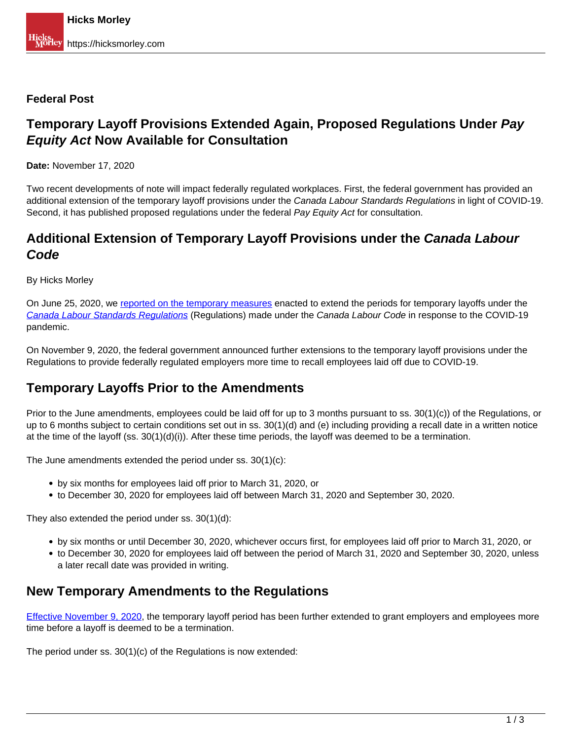**Federal Post**

# Temporary Layoff Provisions Extended Again, Proposed Regulations Under *Pay Equity Act* Now Available for Consultation

**Date:** November 17, 2020

Two recent developments of note will impact federally regulated workplaces. First, the federal government has provided an additional extension of the temporary layoff provisions under the *Canada Labour Standards Regulations* in light of COVID-19. Second, it has published proposed regulations under the federal *Pay Equity Act* for consultation.

## Additional Extension of Temporary Layoff Provisions under the *Canada Labour Code*

By Hicks Morley

On June 25, 2020, we reported on the temporary measures enacted to extend the periods for temporary layoffs under the *Canada Labour Standards Regulations* (Regulations) made under the *Canada Labour Code* in response to the COVID-19 pandemic.

On November 9, 2020, the federal government announced further extensions to the temporary layoff provisions under the Regulations to provide federally regulated employers more time to recall employees laid off due to COVID-19.

## Temporary Layoffs Prior to the Amendments

Prior to the June amendments, employees could be laid off for up to 3 months pursuant to ss. 30(1)(c)) of the Regulations, or up to 6 months subject to certain conditions set out in ss. 30(1)(d) and (e) including providing a recall date in a written notice at the time of the layoff (ss. 30(1)(d)(i)). After these time periods, the layoff was deemed to be a termination.

The June amendments extended the period under ss. 30(1)(c):

- by six months for employees laid off prior to March 31, 2020, or
- to December 30, 2020 for employees laid off between March 31, 2020 and September 30, 2020.

They also extended the period under ss. 30(1)(d):

- by six months or until December 30, 2020, whichever occurs first, for employees laid off prior to March 31, 2020, or
- to December 30, 2020 for employees laid off between the period of March 31, 2020 and September 30, 2020, unless a later recall date was provided in writing.

## New Temporary Amendments to the Regulations

Effective November 9, 2020, the temporary layoff period has been further extended to grant employers and employees more time before a layoff is deemed to be a termination.

The period under ss. 30(1)(c) of the Regulations is now extended: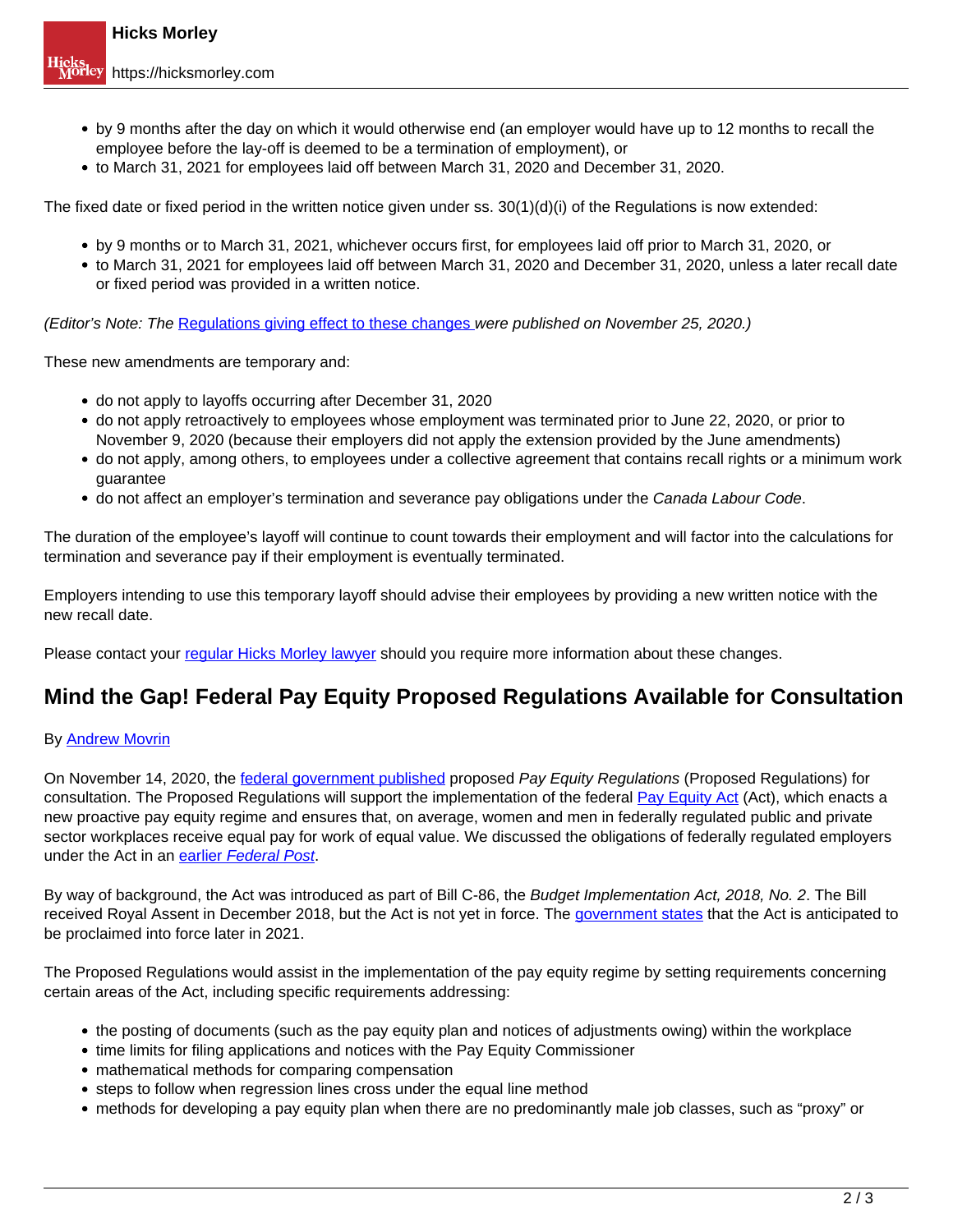- by 9 months after the day on which it would otherwise end (an employer would have up to 12 months to recall the employee before the lay-off is deemed to be a termination of employment), or
- to March 31, 2021 for employees laid off between March 31, 2020 and December 31, 2020.

The fixed date or fixed period in the written notice given under ss. 30(1)(d)(i) of the Regulations is now extended:

- by 9 months or to March 31, 2021, whichever occurs first, for employees laid off prior to March 31, 2020, or
- to March 31, 2021 for employees laid off between March 31, 2020 and December 31, 2020, unless a later recall date or fixed period was provided in a written notice.

*(Editor's Note: The [Regulations giving effect to these changes ]were published on November 25, 2020.)*

These new amendments are temporary and:

- do not apply to layoffs occurring after December 31, 2020
- do not apply retroactively to employees whose employment was terminated prior to June 22, 2020, or prior to November 9, 2020 (because their employers did not apply the extension provided by the June amendments)
- do not apply, among others, to employees under a collective agreement that contains recall rights or a minimum work guarantee
- do not affect an employer's termination and severance pay obligations under the *Canada Labour Code*.

The duration of the employee's layoff will continue to count towards their employment and will factor into the calculations for termination and severance pay if their employment is eventually terminated.

Employers intending to use this temporary layoff should advise their employees by providing a new written notice with the new recall date.

Please contact your [regular Hicks Morley lawyer] should you require more information about these changes.

## Mind the Gap! Federal Pay Equity Proposed Regulations Available for Consultation

By [Andrew Movrin]

On November 14, 2020, the [federal government published] proposed *Pay Equity Regulations* (Proposed Regulations) for consultation. The Proposed Regulations will support the implementation of the federal [Pay Equity Act] (Act), which enacts a new proactive pay equity regime and ensures that, on average, women and men in federally regulated public and private sector workplaces receive equal pay for work of equal value. We discussed the obligations of federally regulated employers under the Act in an [earlier *Federal Post*].

By way of background, the Act was introduced as part of Bill C-86, the *Budget Implementation Act, 2018, No. 2*. The Bill received Royal Assent in December 2018, but the Act is not yet in force. The [government states] that the Act is anticipated to be proclaimed into force later in 2021.

The Proposed Regulations would assist in the implementation of the pay equity regime by setting requirements concerning certain areas of the Act, including specific requirements addressing:

- the posting of documents (such as the pay equity plan and notices of adjustments owing) within the workplace
- time limits for filing applications and notices with the Pay Equity Commissioner
- mathematical methods for comparing compensation
- steps to follow when regression lines cross under the equal line method
- methods for developing a pay equity plan when there are no predominantly male job classes, such as "proxy" or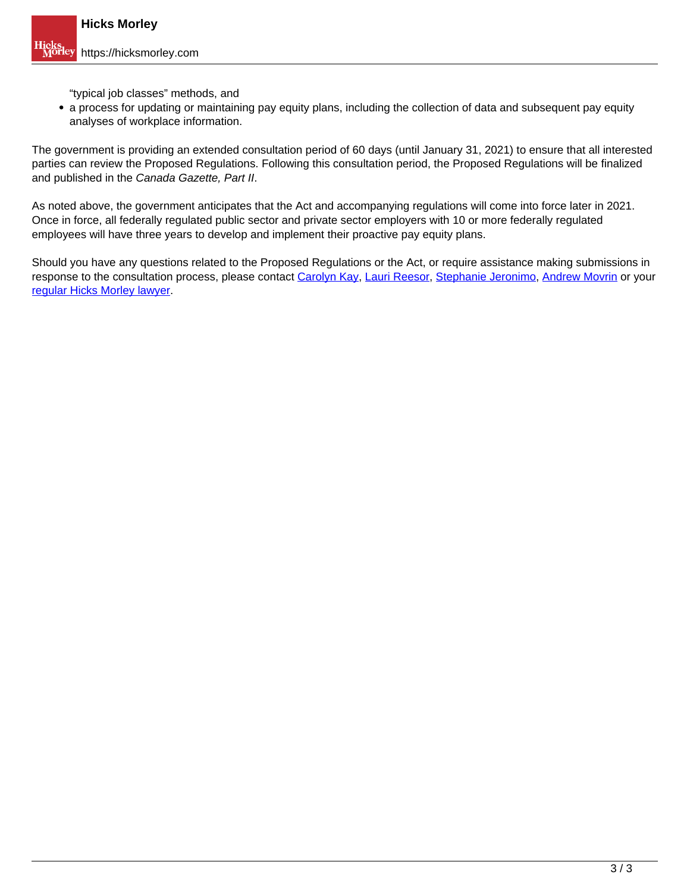"typical job classes" methods, and
- a process for updating or maintaining pay equity plans, including the collection of data and subsequent pay equity analyses of workplace information.

The government is providing an extended consultation period of 60 days (until January 31, 2021) to ensure that all interested parties can review the Proposed Regulations. Following this consultation period, the Proposed Regulations will be finalized and published in the *Canada Gazette, Part II*.

As noted above, the government anticipates that the Act and accompanying regulations will come into force later in 2021. Once in force, all federally regulated public sector and private sector employers with 10 or more federally regulated employees will have three years to develop and implement their proactive pay equity plans.

Should you have any questions related to the Proposed Regulations or the Act, or require assistance making submissions in response to the consultation process, please contact Carolyn Kay, Lauri Reesor, Stephanie Jeronimo, Andrew Movrin or your regular Hicks Morley lawyer.